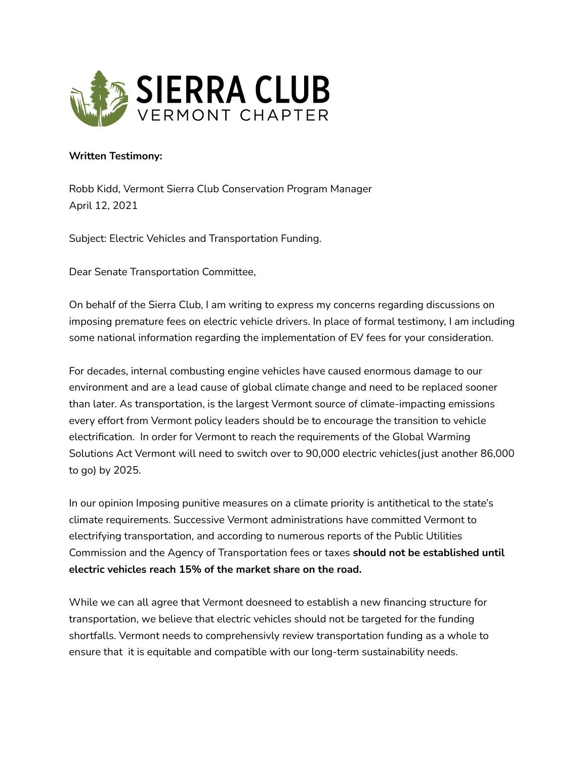SIERRA CLUB
VERMONT CHAPTER

**Written Testimony:**

Robb Kidd, Vermont Sierra Club Conservation Program Manager
April 12, 2021

Subject: Electric Vehicles and Transportation Funding.

Dear Senate Transportation Committee,

On behalf of the Sierra Club, I am writing to express my concerns regarding discussions on imposing premature fees on electric vehicle drivers. In place of formal testimony, I am including some national information regarding the implementation of EV fees for your consideration.

For decades, internal combusting engine vehicles have caused enormous damage to our environment and are a lead cause of global climate change and need to be replaced sooner than later. As transportation, is the largest Vermont source of climate-impacting emissions every effort from Vermont policy leaders should be to encourage the transition to vehicle electrification. In order for Vermont to reach the requirements of the Global Warming Solutions Act Vermont will need to switch over to 90,000 electric vehicles(just another 86,000 to go) by 2025.

In our opinion Imposing punitive measures on a climate priority is antithetical to the state's climate requirements. Successive Vermont administrations have committed Vermont to electrifying transportation, and according to numerous reports of the Public Utilities Commission and the Agency of Transportation fees or taxes **should not be established until electric vehicles reach 15% of the market share on the road.**

While we can all agree that Vermont doesneed to establish a new financing structure for transportation, we believe that electric vehicles should not be targeted for the funding shortfalls. Vermont needs to comprehensivly review transportation funding as a whole to ensure that it is equitable and compatible with our long-term sustainability needs.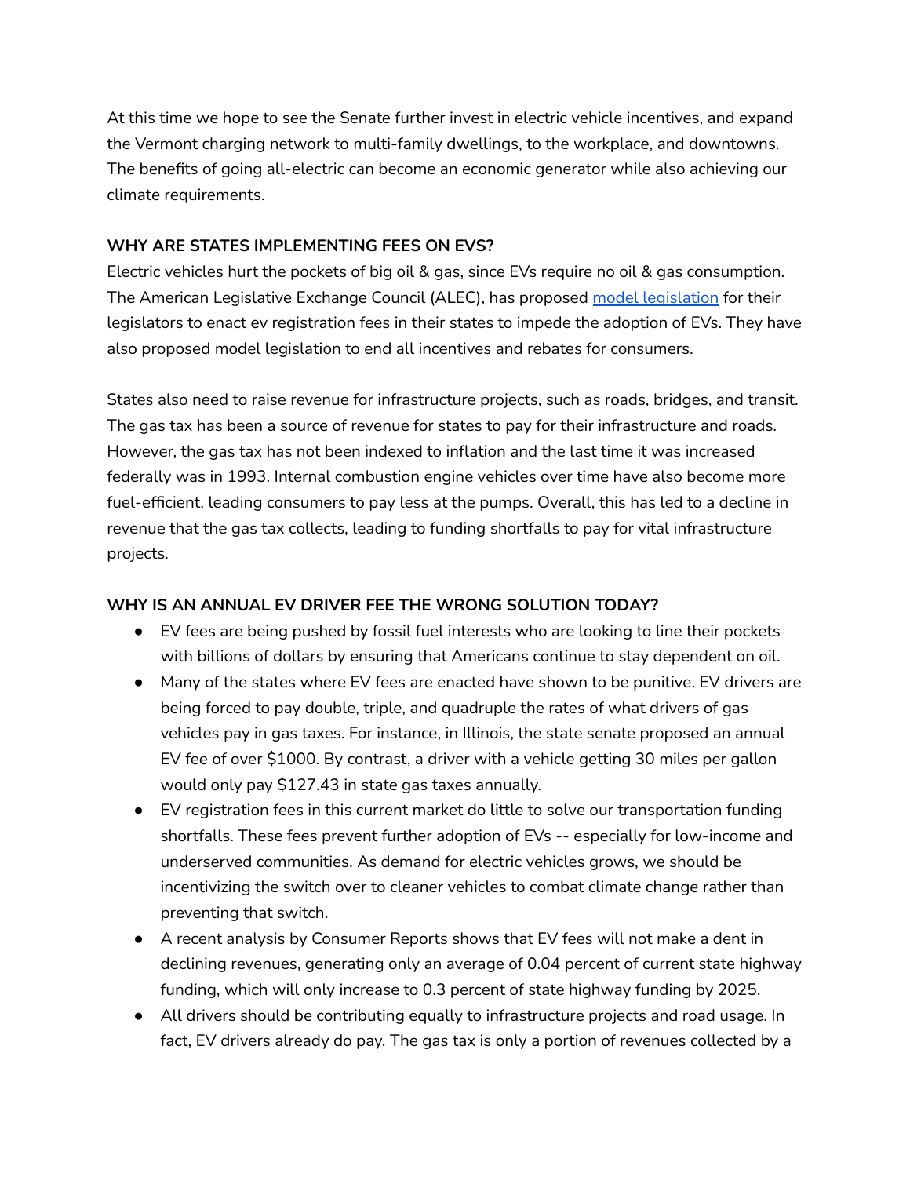At this time we hope to see the Senate further invest in electric vehicle incentives, and expand the Vermont charging network to multi-family dwellings, to the workplace, and downtowns. The benefits of going all-electric can become an economic generator while also achieving our climate requirements.

**WHY ARE STATES IMPLEMENTING FEES ON EVS?**

Electric vehicles hurt the pockets of big oil & gas, since EVs require no oil & gas consumption. The American Legislative Exchange Council (ALEC), has proposed model legislation for their legislators to enact ev registration fees in their states to impede the adoption of EVs. They have also proposed model legislation to end all incentives and rebates for consumers.

States also need to raise revenue for infrastructure projects, such as roads, bridges, and transit. The gas tax has been a source of revenue for states to pay for their infrastructure and roads. However, the gas tax has not been indexed to inflation and the last time it was increased federally was in 1993. Internal combustion engine vehicles over time have also become more fuel-efficient, leading consumers to pay less at the pumps. Overall, this has led to a decline in revenue that the gas tax collects, leading to funding shortfalls to pay for vital infrastructure projects.

**WHY IS AN ANNUAL EV DRIVER FEE THE WRONG SOLUTION TODAY?**

- EV fees are being pushed by fossil fuel interests who are looking to line their pockets with billions of dollars by ensuring that Americans continue to stay dependent on oil.
- Many of the states where EV fees are enacted have shown to be punitive. EV drivers are being forced to pay double, triple, and quadruple the rates of what drivers of gas vehicles pay in gas taxes. For instance, in Illinois, the state senate proposed an annual EV fee of over $1000. By contrast, a driver with a vehicle getting 30 miles per gallon would only pay $127.43 in state gas taxes annually.
- EV registration fees in this current market do little to solve our transportation funding shortfalls. These fees prevent further adoption of EVs -- especially for low-income and underserved communities. As demand for electric vehicles grows, we should be incentivizing the switch over to cleaner vehicles to combat climate change rather than preventing that switch.
- A recent analysis by Consumer Reports shows that EV fees will not make a dent in declining revenues, generating only an average of 0.04 percent of current state highway funding, which will only increase to 0.3 percent of state highway funding by 2025.
- All drivers should be contributing equally to infrastructure projects and road usage. In fact, EV drivers already do pay. The gas tax is only a portion of revenues collected by a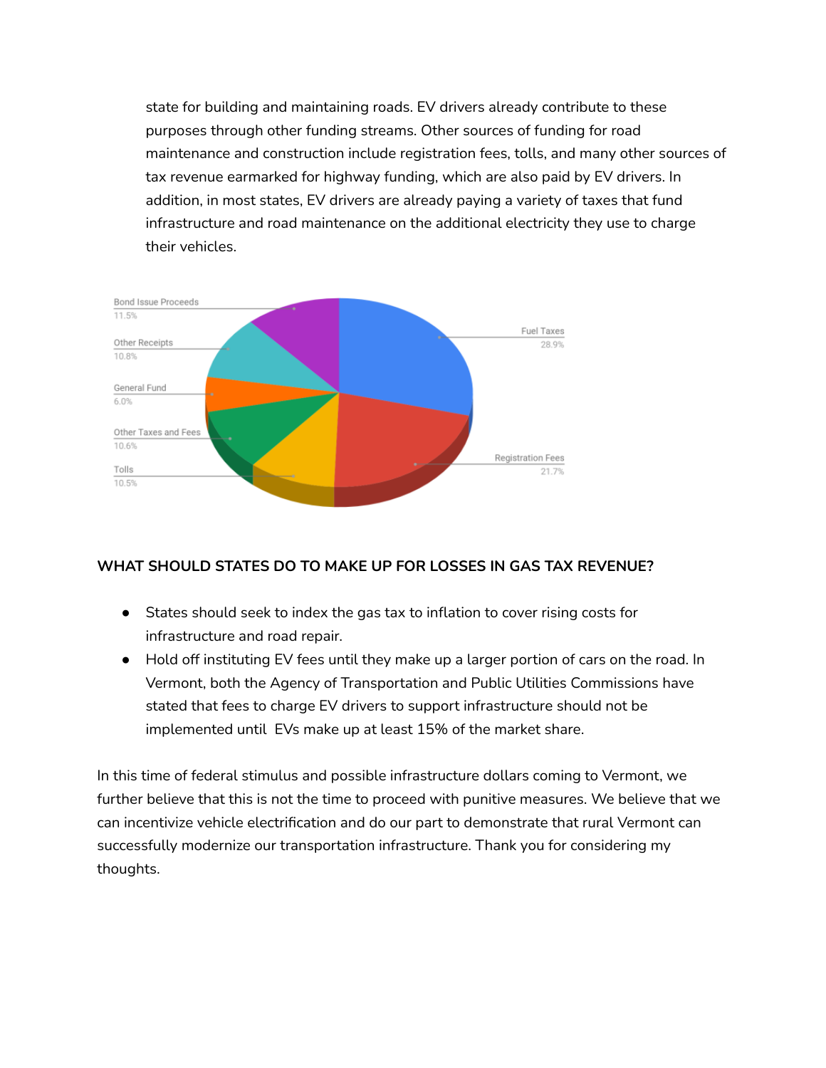state for building and maintaining roads. EV drivers already contribute to these purposes through other funding streams. Other sources of funding for road maintenance and construction include registration fees, tolls, and many other sources of tax revenue earmarked for highway funding, which are also paid by EV drivers. In addition, in most states, EV drivers are already paying a variety of taxes that fund infrastructure and road maintenance on the additional electricity they use to charge their vehicles.

Bond Issue Proceeds
11.5%

Other Receipts
10.8%

General Fund
6.0%

Other Taxes and Fees
10.6%

Tolls
10.5%

Fuel Taxes
28.9%

Registration Fees
21.7%

**WHAT SHOULD STATES DO TO MAKE UP FOR LOSSES IN GAS TAX REVENUE?**

- States should seek to index the gas tax to inflation to cover rising costs for infrastructure and road repair.
- Hold off instituting EV fees until they make up a larger portion of cars on the road. In Vermont, both the Agency of Transportation and Public Utilities Commissions have stated that fees to charge EV drivers to support infrastructure should not be implemented until EVs make up at least 15% of the market share.

In this time of federal stimulus and possible infrastructure dollars coming to Vermont, we further believe that this is not the time to proceed with punitive measures. We believe that we can incentivize vehicle electrification and do our part to demonstrate that rural Vermont can successfully modernize our transportation infrastructure. Thank you for considering my thoughts.